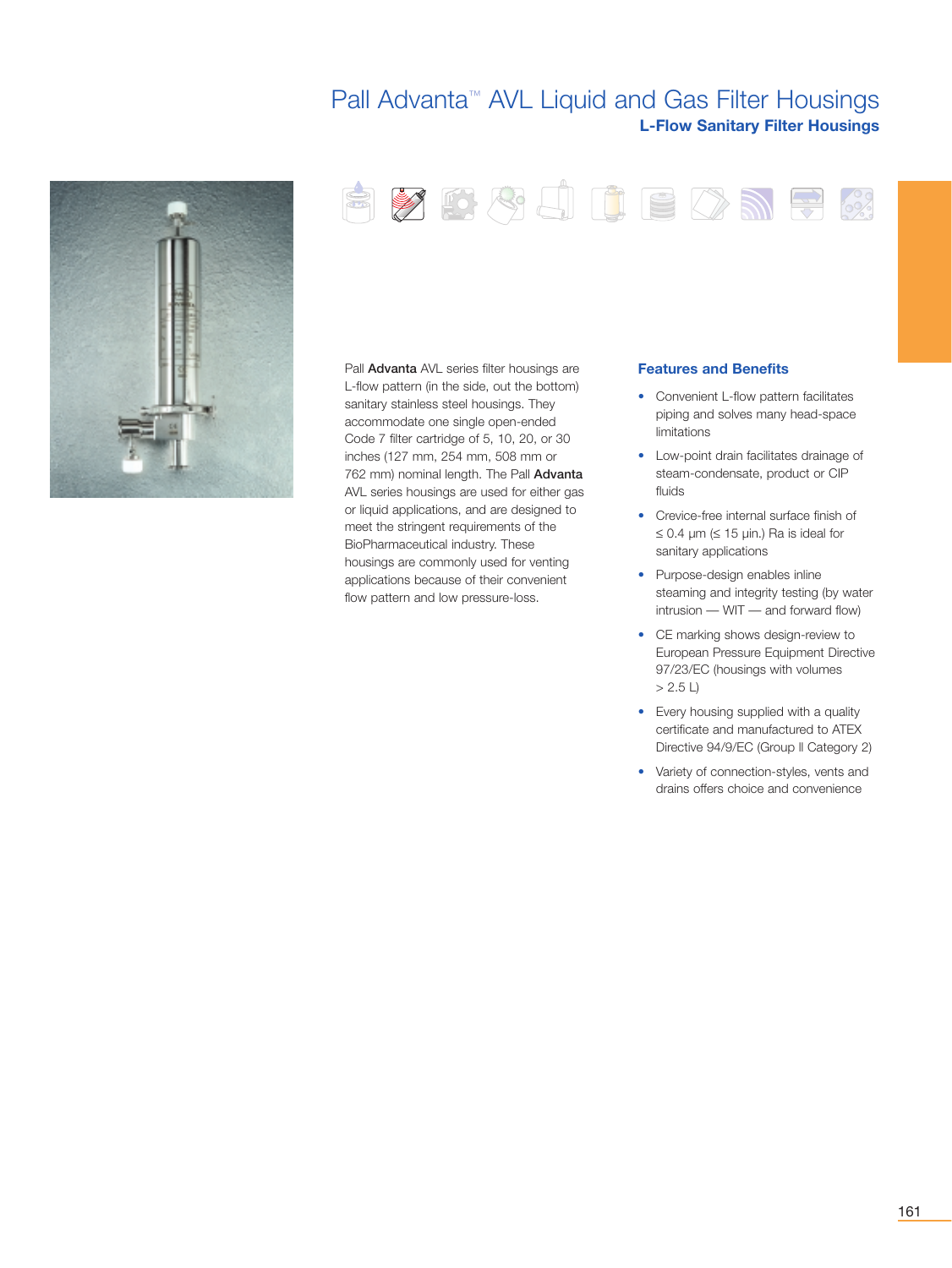# Pall Advanta™ AVL Liquid and Gas Filter Housings

## L-Flow Sanitary Filter Housings

Pall **Advanta** AVL series filter housings are L-flow pattern (in the side, out the bottom) sanitary stainless steel housings. They accommodate one single open-ended Code 7 filter cartridge of 5, 10, 20, or 30 inches (127 mm, 254 mm, 508 mm or 762 mm) nominal length. The Pall **Advanta** AVL series housings are used for either gas or liquid applications, and are designed to meet the stringent requirements of the BioPharmaceutical industry. These housings are commonly used for venting applications because of their convenient flow pattern and low pressure-loss.

### Features and Benefits

- Convenient L-flow pattern facilitates piping and solves many head-space limitations
- Low-point drain facilitates drainage of steam-condensate, product or CIP fluids
- Crevice-free internal surface finish of ≤ 0.4 µm (≤ 15 µin.) Ra is ideal for sanitary applications
- Purpose-design enables inline steaming and integrity testing (by water intrusion — WIT — and forward flow)
- CE marking shows design-review to European Pressure Equipment Directive 97/23/EC (housings with volumes > 2.5 L)
- Every housing supplied with a quality certificate and manufactured to ATEX Directive 94/9/EC (Group II Category 2)
- Variety of connection-styles, vents and drains offers choice and convenience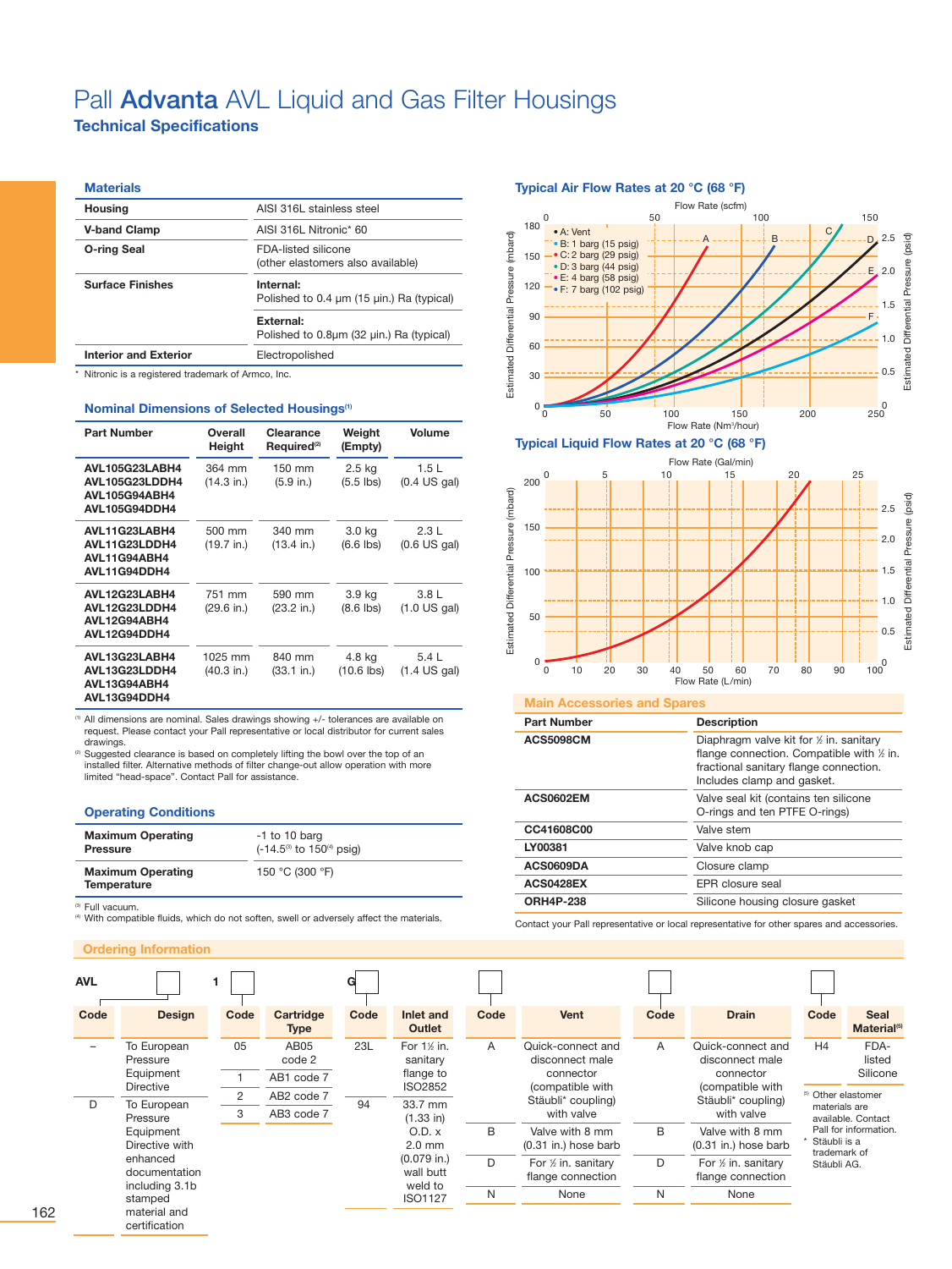# Pall **Advanta** AVL Liquid and Gas Filter Housings

## Technical Specifications

### Materials

| | |
|---|---|
| **Housing** | AISI 316L stainless steel |
| **V-band Clamp** | AISI 316L Nitronic* 60 |
| **O-ring Seal** | FDA-listed silicone (other elastomers also available) |
| **Surface Finishes** | **Internal:** Polished to 0.4 µm (15 µin.) Ra (typical) |
| | **External:** Polished to 0.8µm (32 µin.) Ra (typical) |
| **Interior and Exterior** | Electropolished |

* Nitronic is a registered trademark of Armco, Inc.

### Nominal Dimensions of Selected Housings[1]

| Part Number | Overall Height | Clearance Required[2] | Weight (Empty) | Volume |
|---|---|---|---|---|
| AVL105G23LABH4 AVL105G23LDDH4 AVL105G94ABH4 AVL105G94DDH4 | 364 mm (14.3 in.) | 150 mm (5.9 in.) | 2.5 kg (5.5 lbs) | 1.5 L (0.4 US gal) |
| AVL11G23LABH4 AVL11G23LDDH4 AVL11G94ABH4 AVL11G94DDH4 | 500 mm (19.7 in.) | 340 mm (13.4 in.) | 3.0 kg (6.6 lbs) | 2.3 L (0.6 US gal) |
| AVL12G23LABH4 AVL12G23LDDH4 AVL12G94ABH4 AVL12G94DDH4 | 751 mm (29.6 in.) | 590 mm (23.2 in.) | 3.9 kg (8.6 lbs) | 3.8 L (1.0 US gal) |
| AVL13G23LABH4 AVL13G23LDDH4 AVL13G94ABH4 AVL13G94DDH4 | 1025 mm (40.3 in.) | 840 mm (33.1 in.) | 4.8 kg (10.6 lbs) | 5.4 L (1.4 US gal) |

[1] All dimensions are nominal. Sales drawings showing +/- tolerances are available on request. Please contact your Pall representative or local distributor for current sales drawings.
[2] Suggested clearance is based on completely lifting the bowl over the top of an installed filter. Alternative methods of filter change-out allow operation with more limited "head-space". Contact Pall for assistance.

### Operating Conditions

| | |
|---|---|
| **Maximum Operating Pressure** | -1 to 10 barg (-14.5[3] to 150[4] psig) |
| **Maximum Operating Temperature** | 150 °C (300 °F) |

[3] Full vacuum.
[4] With compatible fluids, which do not soften, swell or adversely affect the materials.

### Typical Air Flow Rates at 20 °C (68 °F)

Flow Rate (scfm)
0 50 100 150
Estimated Differential Pressure (mbard)
0 30 60 90 120 150 180
Estimated Differential Pressure (psid)
0 0.5 1.0 1.5 2.0 2.5
Flow Rate (Nm³/hour)
0 50 100 150 200 250
A: Vent
B: 1 barg (15 psig)
C: 2 barg (29 psig)
D: 3 barg (44 psig)
E: 4 barg (58 psig)
F: 7 barg (102 psig)

### Typical Liquid Flow Rates at 20 °C (68 °F)

Flow Rate (Gal/min)
0 5 10 15 20 25
Estimated Differential Pressure (mbard)
0 50 100 150 200
Estimated Differential Pressure (psid)
0 0.5 1.0 1.5 2.0 2.5
Flow Rate (L/min)
0 10 20 30 40 50 60 70 80 90 100

### Main Accessories and Spares

| Part Number | Description |
|---|---|
| ACS5098CM | Diaphragm valve kit for ½ in. sanitary flange connection. Compatible with ½ in. fractional sanitary flange connection. Includes clamp and gasket. |
| ACS0602EM | Valve seal kit (contains ten silicone O-rings and ten PTFE O-rings) |
| CC41608C00 | Valve stem |
| LY00381 | Valve knob cap |
| ACS0609DA | Closure clamp |
| ACS0428EX | EPR closure seal |
| ORH4P-238 | Silicone housing closure gasket |

Contact your Pall representative or local representative for other spares and accessories.

### Ordering Information

AVL [ ] 1 [ ] G [ ] [ ] [ ] [ ]

| Code | Design |
|---|---|
| – | To European Pressure Equipment Directive |
| D | To European Pressure Equipment Directive with enhanced documentation including 3.1b stamped material and certification |

| Code | Cartridge Type |
|---|---|
| 05 | AB05 code 2 |
| 1 | AB1 code 7 |
| 2 | AB2 code 7 |
| 3 | AB3 code 7 |

| Code | Inlet and Outlet |
|---|---|
| 23L | For 1½ in. sanitary flange to ISO2852 |
| 94 | 33.7 mm (1.33 in) O.D. x 2.0 mm (0.079 in.) wall butt weld to ISO1127 |

| Code | Vent |
|---|---|
| A | Quick-connect and disconnect male connector (compatible with Stäubli* coupling) with valve |
| B | Valve with 8 mm (0.31 in.) hose barb |
| D | For ½ in. sanitary flange connection |
| N | None |

| Code | Drain |
|---|---|
| A | Quick-connect and disconnect male connector (compatible with Stäubli* coupling) with valve |
| B | Valve with 8 mm (0.31 in.) hose barb |
| D | For ½ in. sanitary flange connection |
| N | None |

| Code | Seal Material[5] |
|---|---|
| H4 | FDA-listed Silicone |

[5] Other elastomer materials are available. Contact Pall for information.
* Stäubli is a trademark of Stäubli AG.